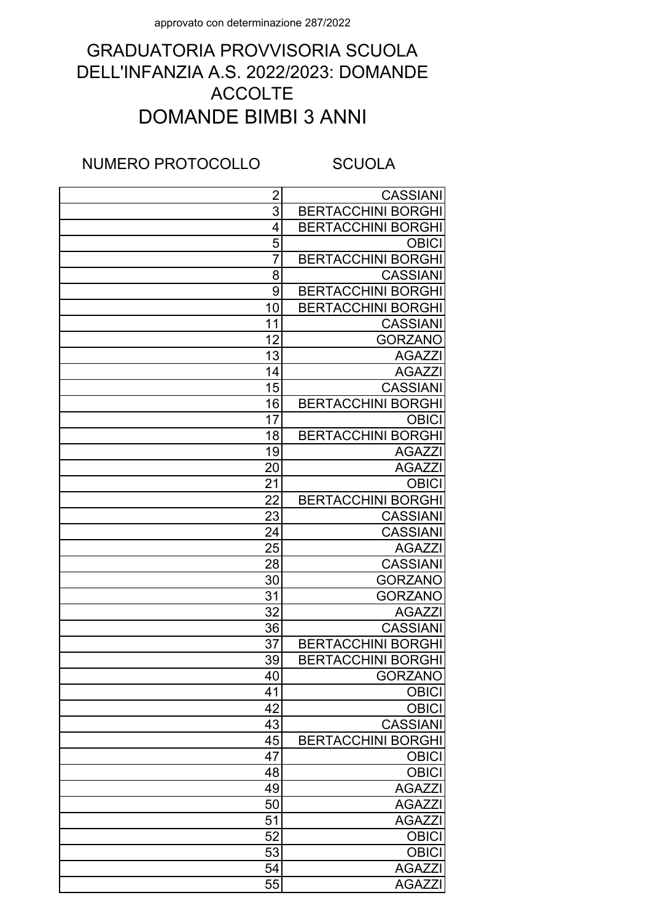approvato con determinazione 287/2022

# GRADUATORIA PROVVISORIA SCUOLA DELL'INFANZIA A.S. 2022/2023: DOMANDE ACCOLTE

## DOMANDE BIMBI 3 ANNI

| NUMERO PROTOCOLLO | SCUOLA |
|---|---|
| 2 | CASSIANI |
| 3 | BERTACCHINI BORGHI |
| 4 | BERTACCHINI BORGHI |
| 5 | OBICI |
| 7 | BERTACCHINI BORGHI |
| 8 | CASSIANI |
| 9 | BERTACCHINI BORGHI |
| 10 | BERTACCHINI BORGHI |
| 11 | CASSIANI |
| 12 | GORZANO |
| 13 | AGAZZI |
| 14 | AGAZZI |
| 15 | CASSIANI |
| 16 | BERTACCHINI BORGHI |
| 17 | OBICI |
| 18 | BERTACCHINI BORGHI |
| 19 | AGAZZI |
| 20 | AGAZZI |
| 21 | OBICI |
| 22 | BERTACCHINI BORGHI |
| 23 | CASSIANI |
| 24 | CASSIANI |
| 25 | AGAZZI |
| 28 | CASSIANI |
| 30 | GORZANO |
| 31 | GORZANO |
| 32 | AGAZZI |
| 36 | CASSIANI |
| 37 | BERTACCHINI BORGHI |
| 39 | BERTACCHINI BORGHI |
| 40 | GORZANO |
| 41 | OBICI |
| 42 | OBICI |
| 43 | CASSIANI |
| 45 | BERTACCHINI BORGHI |
| 47 | OBICI |
| 48 | OBICI |
| 49 | AGAZZI |
| 50 | AGAZZI |
| 51 | AGAZZI |
| 52 | OBICI |
| 53 | OBICI |
| 54 | AGAZZI |
| 55 | AGAZZI |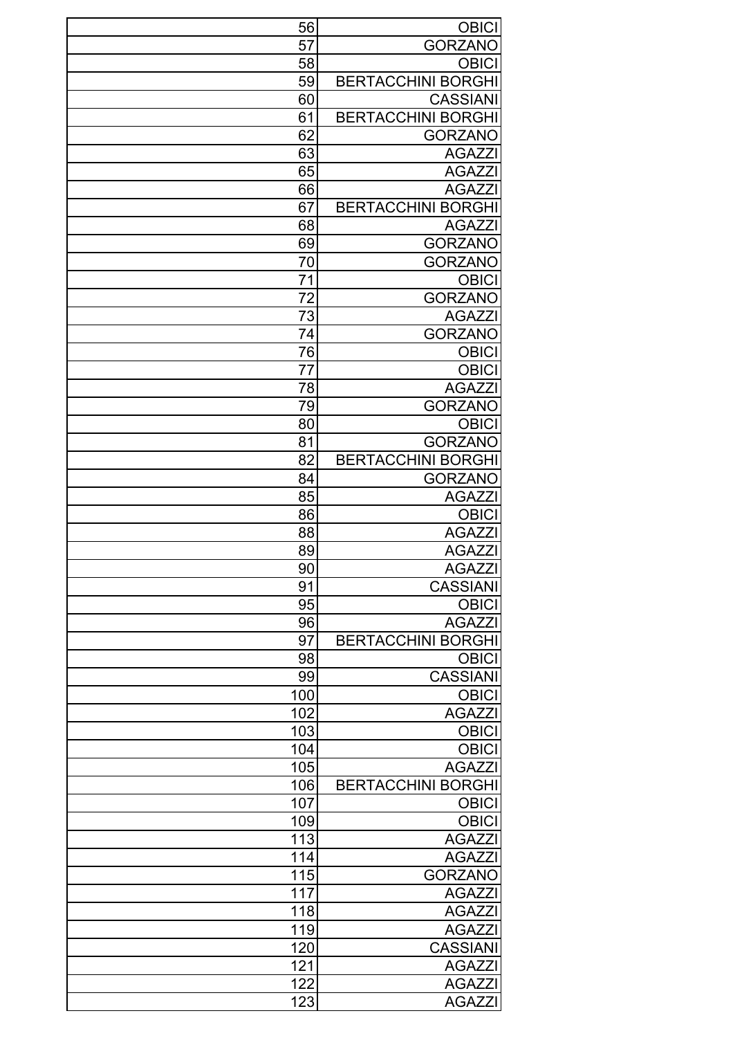| | | |
|---|---|---|
| | 56 | OBICI |
| | 57 | GORZANO |
| | 58 | OBICI |
| | 59 | BERTACCHINI BORGHI |
| | 60 | CASSIANI |
| | 61 | BERTACCHINI BORGHI |
| | 62 | GORZANO |
| | 63 | AGAZZI |
| | 65 | AGAZZI |
| | 66 | AGAZZI |
| | 67 | BERTACCHINI BORGHI |
| | 68 | AGAZZI |
| | 69 | GORZANO |
| | 70 | GORZANO |
| | 71 | OBICI |
| | 72 | GORZANO |
| | 73 | AGAZZI |
| | 74 | GORZANO |
| | 76 | OBICI |
| | 77 | OBICI |
| | 78 | AGAZZI |
| | 79 | GORZANO |
| | 80 | OBICI |
| | 81 | GORZANO |
| | 82 | BERTACCHINI BORGHI |
| | 84 | GORZANO |
| | 85 | AGAZZI |
| | 86 | OBICI |
| | 88 | AGAZZI |
| | 89 | AGAZZI |
| | 90 | AGAZZI |
| | 91 | CASSIANI |
| | 95 | OBICI |
| | 96 | AGAZZI |
| | 97 | BERTACCHINI BORGHI |
| | 98 | OBICI |
| | 99 | CASSIANI |
| | 100 | OBICI |
| | 102 | AGAZZI |
| | 103 | OBICI |
| | 104 | OBICI |
| | 105 | AGAZZI |
| | 106 | BERTACCHINI BORGHI |
| | 107 | OBICI |
| | 109 | OBICI |
| | 113 | AGAZZI |
| | 114 | AGAZZI |
| | 115 | GORZANO |
| | 117 | AGAZZI |
| | 118 | AGAZZI |
| | 119 | AGAZZI |
| | 120 | CASSIANI |
| | 121 | AGAZZI |
| | 122 | AGAZZI |
| | 123 | AGAZZI |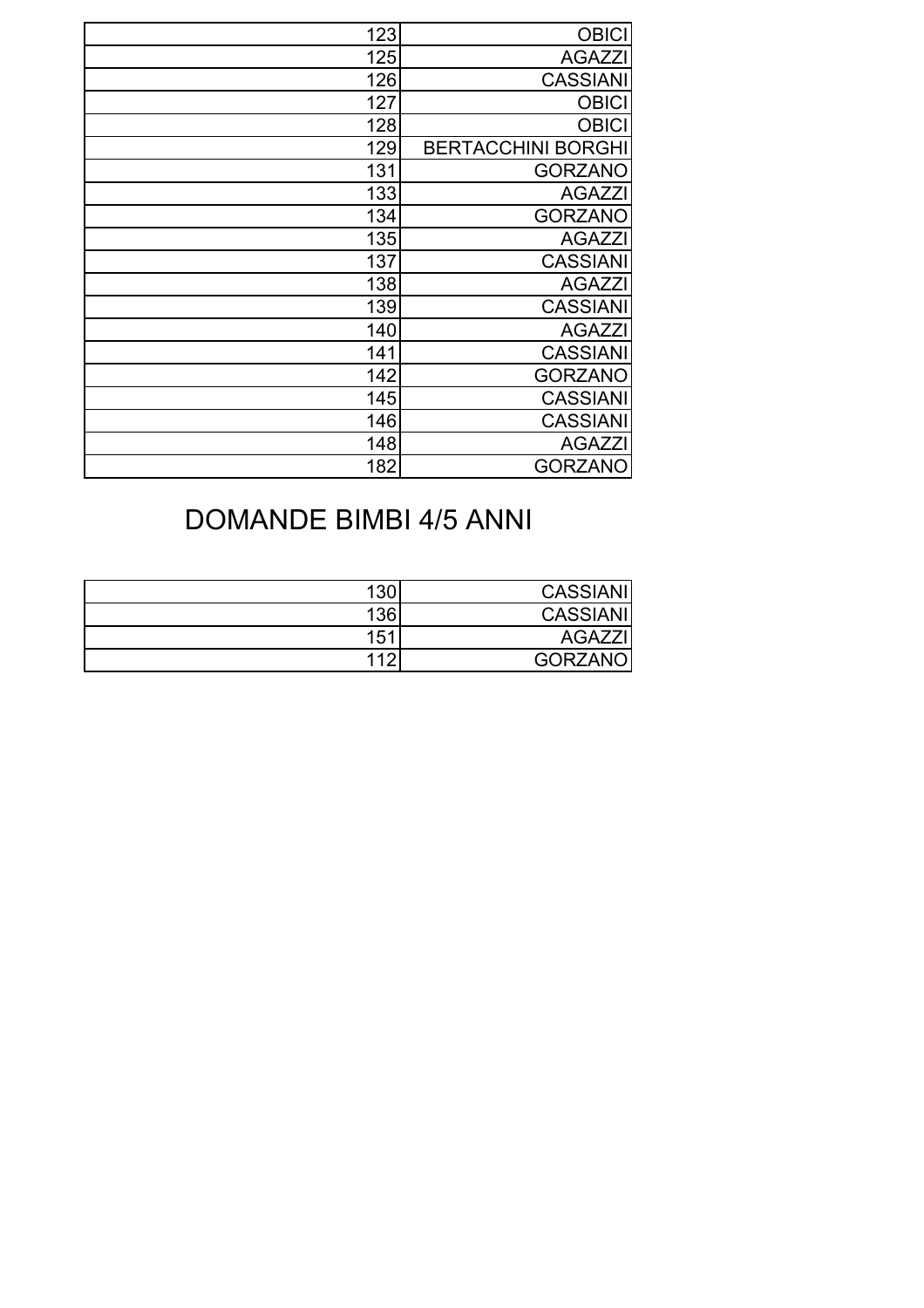| | |
|---|---|
| 123 | OBICI |
| 125 | AGAZZI |
| 126 | CASSIANI |
| 127 | OBICI |
| 128 | OBICI |
| 129 | BERTACCHINI BORGHI |
| 131 | GORZANO |
| 133 | AGAZZI |
| 134 | GORZANO |
| 135 | AGAZZI |
| 137 | CASSIANI |
| 138 | AGAZZI |
| 139 | CASSIANI |
| 140 | AGAZZI |
| 141 | CASSIANI |
| 142 | GORZANO |
| 145 | CASSIANI |
| 146 | CASSIANI |
| 148 | AGAZZI |
| 182 | GORZANO |

# DOMANDE BIMBI 4/5 ANNI

| | |
|---|---|
| 130 | CASSIANI |
| 136 | CASSIANI |
| 151 | AGAZZI |
| 112 | GORZANO |